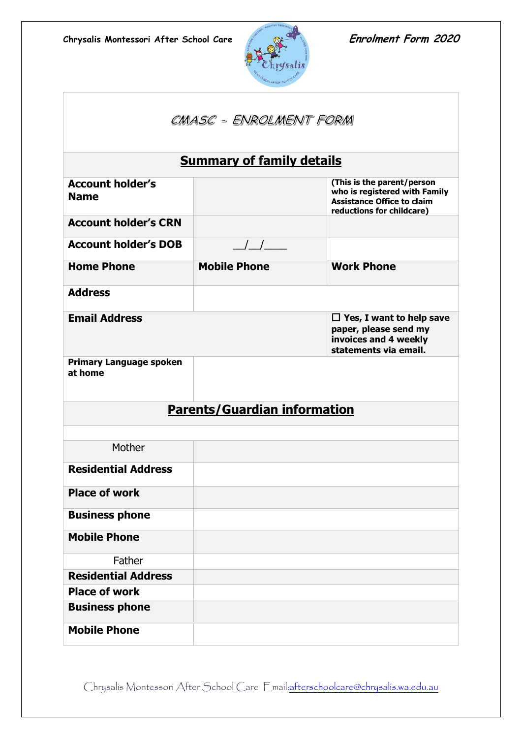Chrysalis Montessori After School Care — Enrolment Form 2020

# CMASC – ENROLMENT FORM

## Summary of family details

| | | |
|---|---|---|
| **Account holder's Name** | | **(This is the parent/person who is registered with Family Assistance Office to claim reductions for childcare)** |
| **Account holder's CRN** | | |
| **Account holder's DOB** | \_\_/\_\_/\_\_\_\_ | |
| **Home Phone** | **Mobile Phone** | **Work Phone** |
| **Address** | | |
| **Email Address** | | ☐ **Yes, I want to help save paper, please send my invoices and 4 weekly statements via email.** |
| **Primary Language spoken at home** | | |

## Parents/Guardian information

| | |
|---|---|
| Mother | |
| **Residential Address** | |
| **Place of work** | |
| **Business phone** | |
| **Mobile Phone** | |
| Father | |
| **Residential Address** | |
| **Place of work** | |
| **Business phone** | |
| **Mobile Phone** | |

Chrysalis Montessori After School Care Email:afterschoolcare@chrysalis.wa.edu.au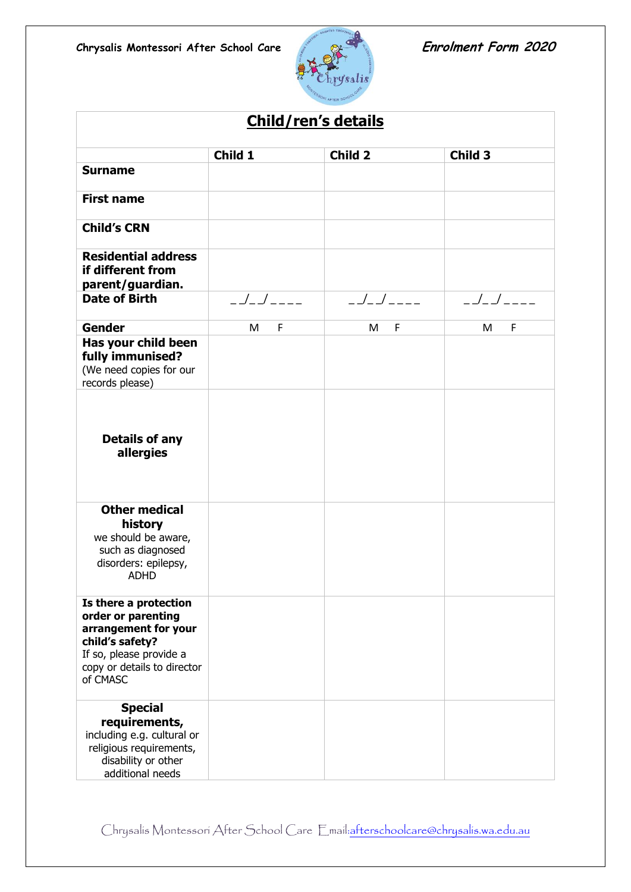## Child/ren's details

| | Child 1 | Child 2 | Child 3 |
|---|---|---|---|
| **Surname** | | | |
| **First name** | | | |
| **Child's CRN** | | | |
| **Residential address if different from parent/guardian.** | | | |
| **Date of Birth** | __/__/____ | __/__/____ | __/__/____ |
| **Gender** | M F | M F | M F |
| **Has your child been fully immunised?** (We need copies for our records please) | | | |
| **Details of any allergies** | | | |
| **Other medical history** we should be aware, such as diagnosed disorders: epilepsy, ADHD | | | |
| **Is there a protection order or parenting arrangement for your child's safety?** If so, please provide a copy or details to director of CMASC | | | |
| **Special requirements,** including e.g. cultural or religious requirements, disability or other additional needs | | | |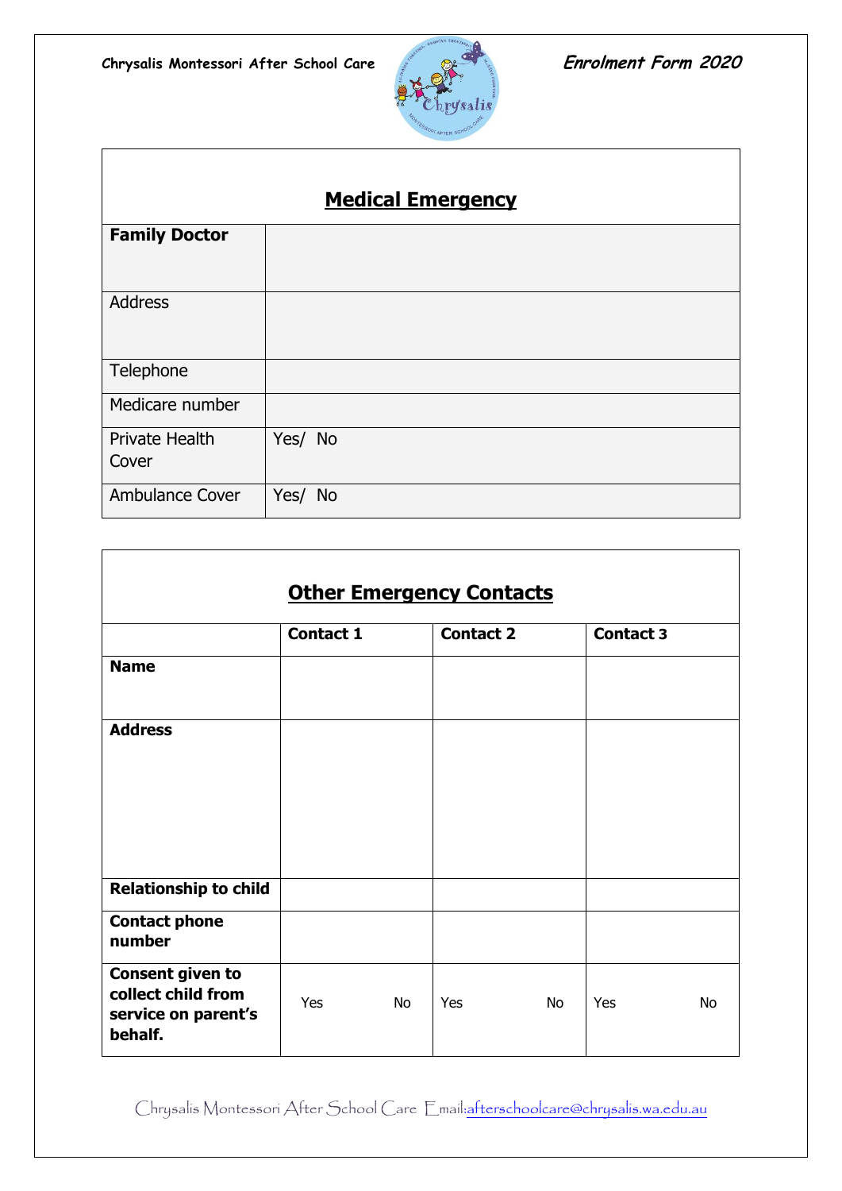## Medical Emergency

| **Family Doctor** | |
|---|---|
| Address | |
| Telephone | |
| Medicare number | |
| Private Health Cover | Yes/ No |
| Ambulance Cover | Yes/ No |

## Other Emergency Contacts

| | **Contact 1** | **Contact 2** | **Contact 3** |
|---|---|---|---|
| **Name** | | | |
| **Address** | | | |
| **Relationship to child** | | | |
| **Contact phone number** | | | |
| **Consent given to collect child from service on parent's behalf.** | Yes No | Yes No | Yes No |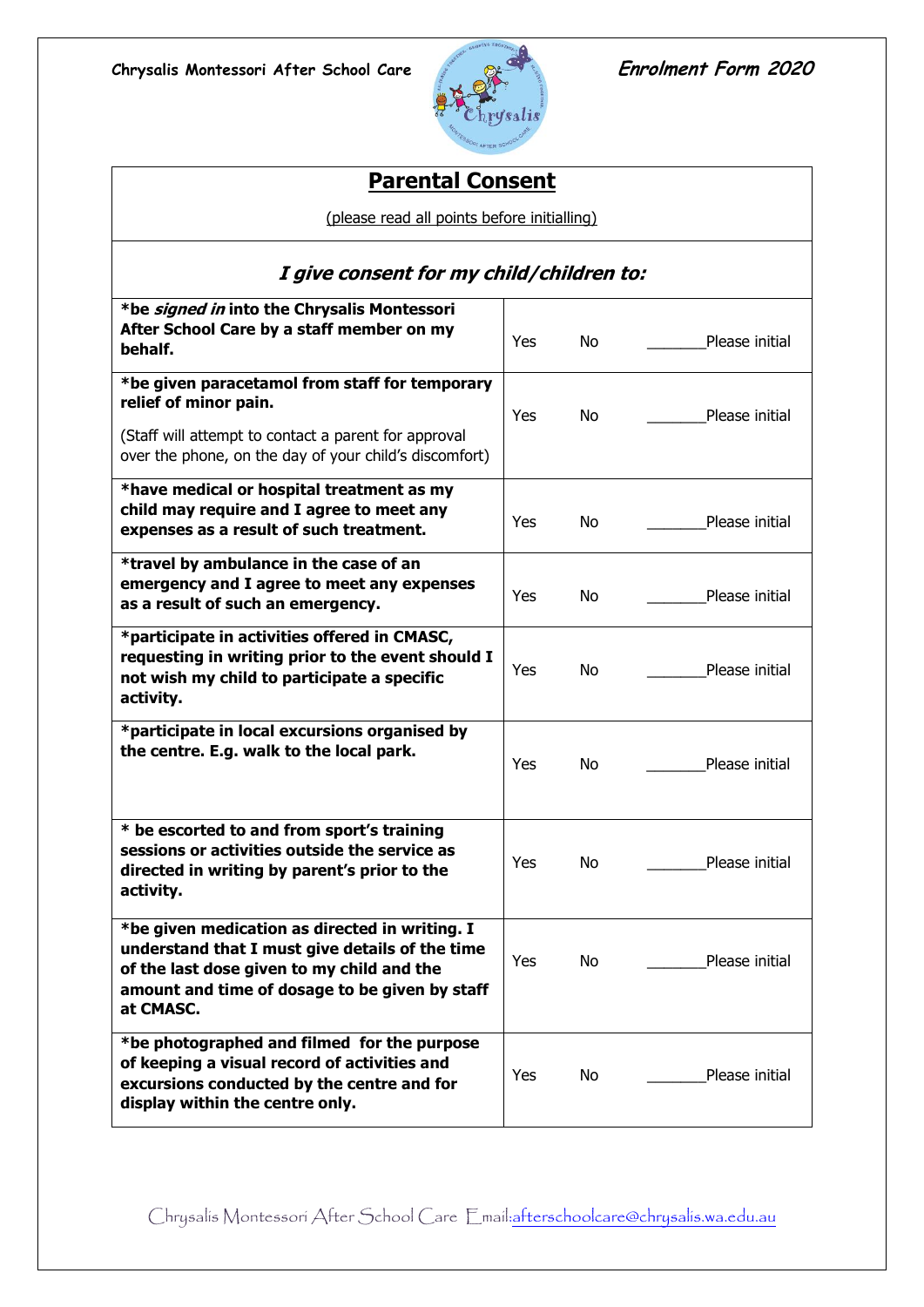## Parental Consent

(please read all points before initialling)

### *I give consent for my child/children to:*

| | | | |
|---|---|---|---|
| ***be *signed in* into the Chrysalis Montessori After School Care by a staff member on my behalf.** | Yes | No | _______Please initial |
| ***be given paracetamol from staff for temporary relief of minor pain.** (Staff will attempt to contact a parent for approval over the phone, on the day of your child's discomfort) | Yes | No | _______Please initial |
| ***have medical or hospital treatment as my child may require and I agree to meet any expenses as a result of such treatment.** | Yes | No | _______Please initial |
| ***travel by ambulance in the case of an emergency and I agree to meet any expenses as a result of such an emergency.** | Yes | No | _______Please initial |
| ***participate in activities offered in CMASC, requesting in writing prior to the event should I not wish my child to participate a specific activity.** | Yes | No | _______Please initial |
| ***participate in local excursions organised by the centre. E.g. walk to the local park.** | Yes | No | _______Please initial |
| *** be escorted to and from sport's training sessions or activities outside the service as directed in writing by parent's prior to the activity.** | Yes | No | _______Please initial |
| ***be given medication as directed in writing. I understand that I must give details of the time of the last dose given to my child and the amount and time of dosage to be given by staff at CMASC.** | Yes | No | _______Please initial |
| ***be photographed and filmed for the purpose of keeping a visual record of activities and excursions conducted by the centre and for display within the centre only.** | Yes | No | _______Please initial |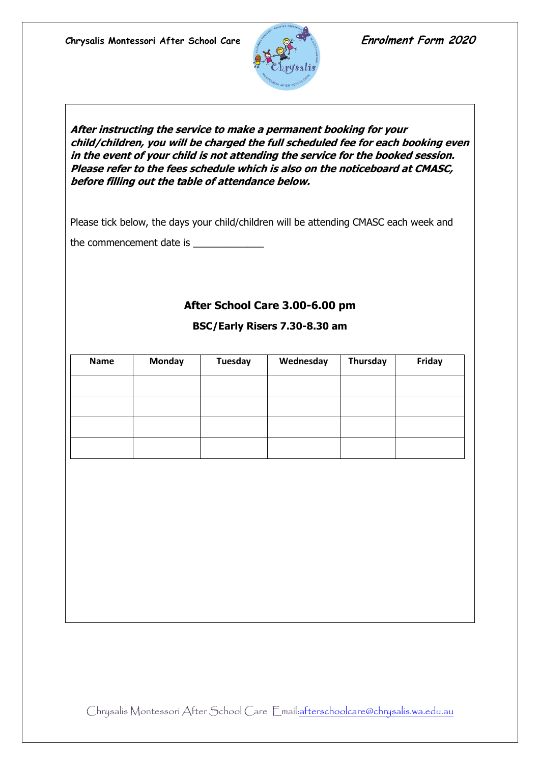**Chrysalis Montessori After School Care** **Enrolment Form 2020**

***After instructing the service to make a permanent booking for your child/children, you will be charged the full scheduled fee for each booking even in the event of your child is not attending the service for the booked session. Please refer to the fees schedule which is also on the noticeboard at CMASC, before filling out the table of attendance below.***

Please tick below, the days your child/children will be attending CMASC each week and

the commencement date is ____________

## After School Care 3.00-6.00 pm

### BSC/Early Risers 7.30-8.30 am

| Name | Monday | Tuesday | Wednesday | Thursday | Friday |
|---|---|---|---|---|---|
| | | | | | |
| | | | | | |
| | | | | | |
| | | | | | |

Chrysalis Montessori After School Care Email:afterschoolcare@chrysalis.wa.edu.au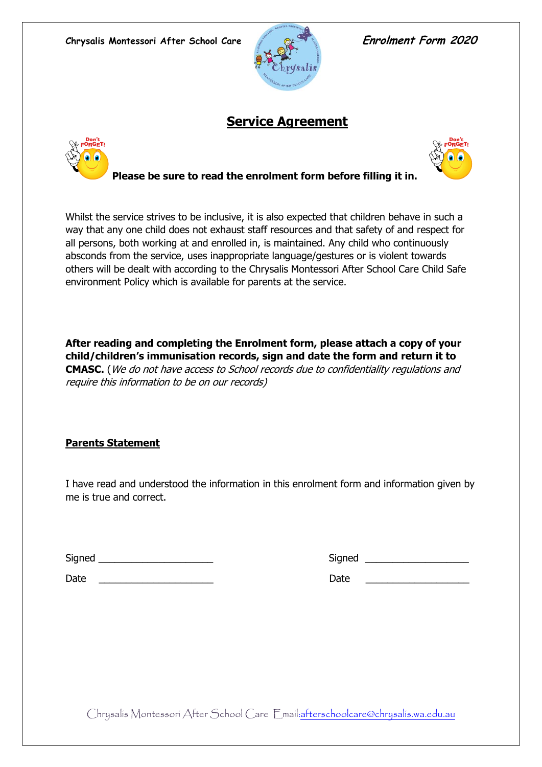## Service Agreement

**Please be sure to read the enrolment form before filling it in.**

Whilst the service strives to be inclusive, it is also expected that children behave in such a way that any one child does not exhaust staff resources and that safety of and respect for all persons, both working at and enrolled in, is maintained. Any child who continuously absconds from the service, uses inappropriate language/gestures or is violent towards others will be dealt with according to the Chrysalis Montessori After School Care Child Safe environment Policy which is available for parents at the service.

**After reading and completing the Enrolment form, please attach a copy of your child/children's immunisation records, sign and date the form and return it to CMASC.** (*We do not have access to School records due to confidentiality regulations and require this information to be on our records)*

**Parents Statement**

I have read and understood the information in this enrolment form and information given by me is true and correct.

Signed ______________________ Signed ____________________

Date ______________________ Date ____________________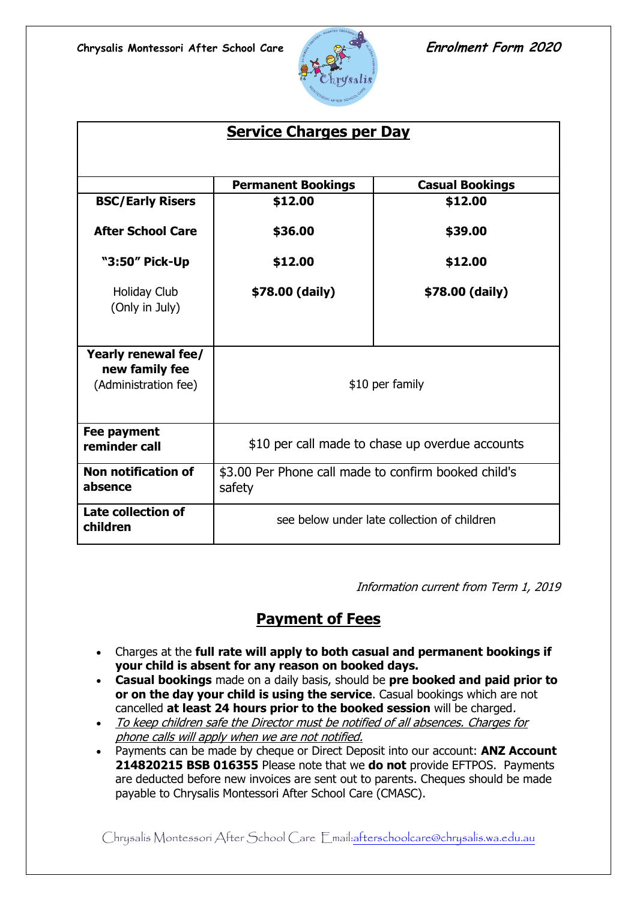## Service Charges per Day

| | Permanent Bookings | Casual Bookings |
|---|---|---|
| **BSC/Early Risers** | **$12.00** | **$12.00** |
| **After School Care** | **$36.00** | **$39.00** |
| **"3:50" Pick-Up** | **$12.00** | **$12.00** |
| Holiday Club (Only in July) | **$78.00 (daily)** | **$78.00 (daily)** |
| **Yearly renewal fee/ new family fee** (Administration fee) | $10 per family | |
| **Fee payment reminder call** | $10 per call made to chase up overdue accounts | |
| **Non notification of absence** | $3.00 Per Phone call made to confirm booked child's safety | |
| **Late collection of children** | see below under late collection of children | |

*Information current from Term 1, 2019*

## Payment of Fees

- Charges at the **full rate will apply to both casual and permanent bookings if your child is absent for any reason on booked days.**
- **Casual bookings** made on a daily basis, should be **pre booked and paid prior to or on the day your child is using the service**. Casual bookings which are not cancelled **at least 24 hours prior to the booked session** will be charged*.*
- *To keep children safe the Director must be notified of all absences. Charges for phone calls will apply when we are not notified.*
- Payments can be made by cheque or Direct Deposit into our account: **ANZ Account 214820215 BSB 016355** Please note that we **do not** provide EFTPOS. Payments are deducted before new invoices are sent out to parents. Cheques should be made payable to Chrysalis Montessori After School Care (CMASC).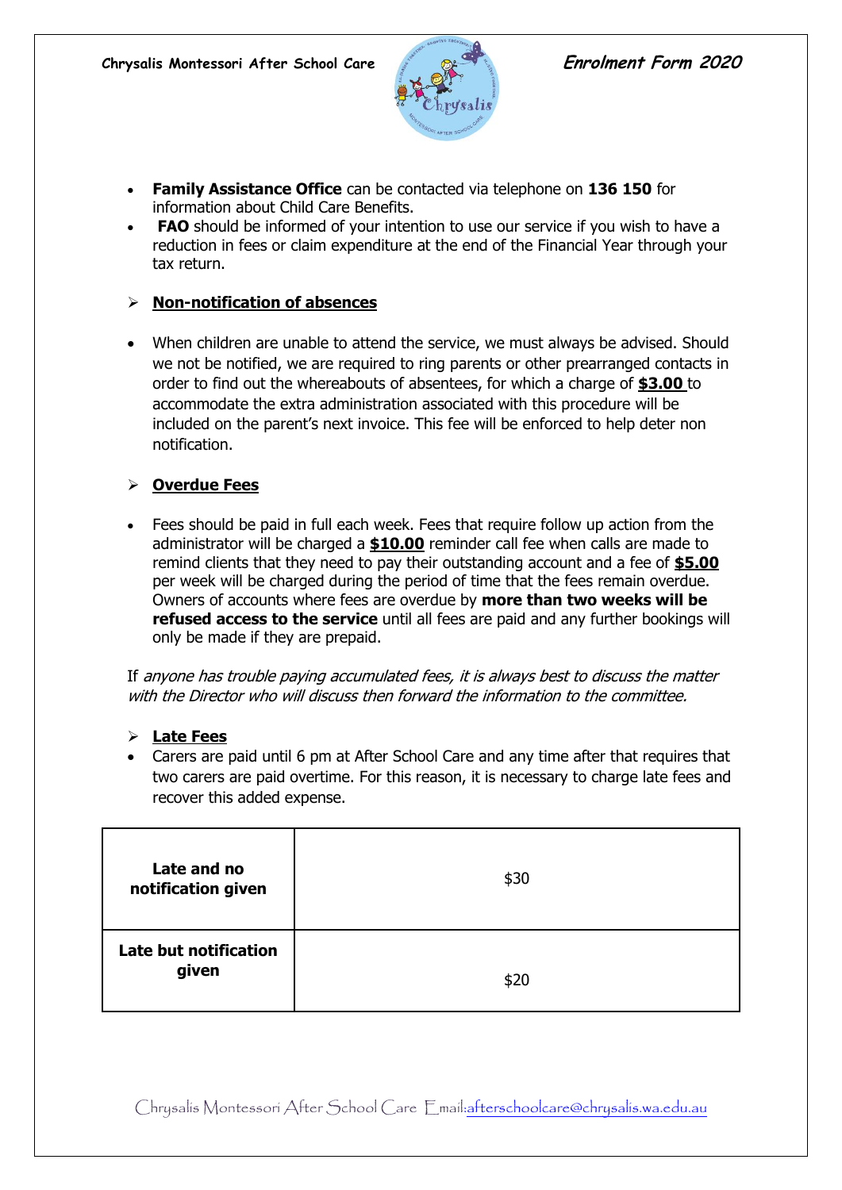- **Family Assistance Office** can be contacted via telephone on **136 150** for information about Child Care Benefits.
- **FAO** should be informed of your intention to use our service if you wish to have a reduction in fees or claim expenditure at the end of the Financial Year through your tax return.

## Non-notification of absences

- When children are unable to attend the service, we must always be advised. Should we not be notified, we are required to ring parents or other prearranged contacts in order to find out the whereabouts of absentees, for which a charge of **$3.00** to accommodate the extra administration associated with this procedure will be included on the parent's next invoice. This fee will be enforced to help deter non notification.

## Overdue Fees

- Fees should be paid in full each week. Fees that require follow up action from the administrator will be charged a **$10.00** reminder call fee when calls are made to remind clients that they need to pay their outstanding account and a fee of **$5.00** per week will be charged during the period of time that the fees remain overdue. Owners of accounts where fees are overdue by **more than two weeks will be refused access to the service** until all fees are paid and any further bookings will only be made if they are prepaid.

If *anyone has trouble paying accumulated fees, it is always best to discuss the matter with the Director who will discuss then forward the information to the committee.*

## Late Fees

- Carers are paid until 6 pm at After School Care and any time after that requires that two carers are paid overtime. For this reason, it is necessary to charge late fees and recover this added expense.

| | |
|---|---|
| **Late and no notification given** | $30 |
| **Late but notification given** | $20 |